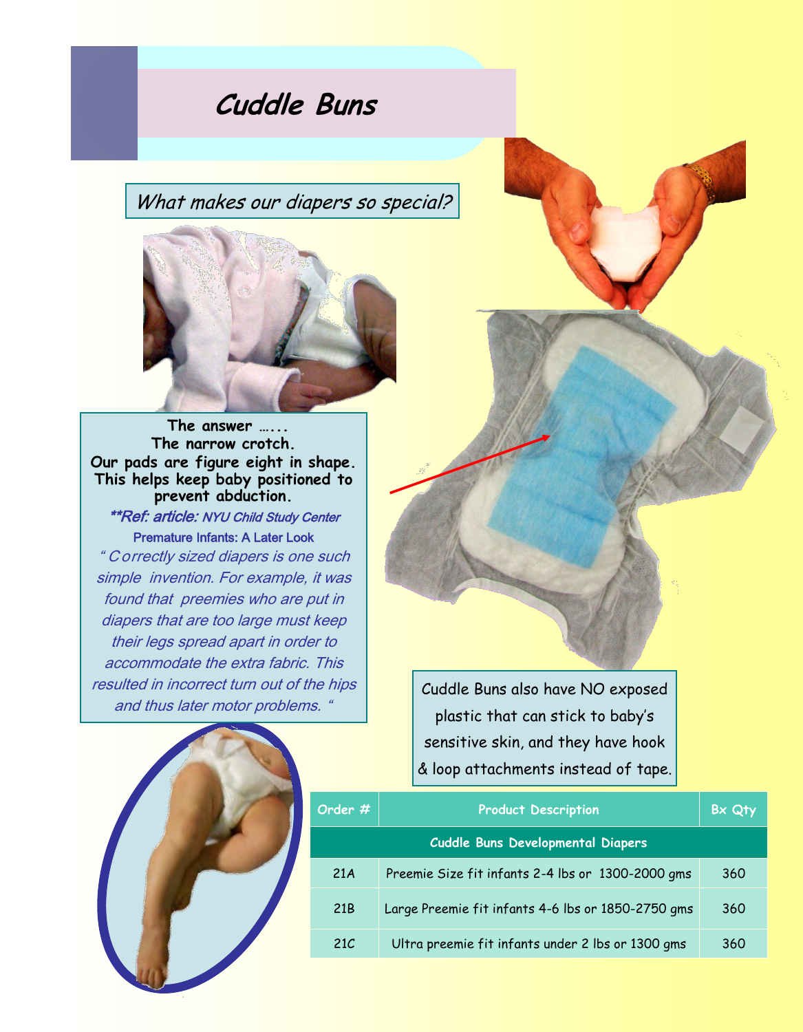# Cuddle Buns

*What makes our diapers so special?*

**The answer …...**
**The narrow crotch.**
**Our pads are figure eight in shape. This helps keep baby positioned to prevent abduction.**

***Ref: article: NYU Child Study Center*
**Premature Infants: A Later Look**

*" Correctly sized diapers is one such simple invention. For example, it was found that preemies who are put in diapers that are too large must keep their legs spread apart in order to accommodate the extra fabric. This resulted in incorrect turn out of the hips and thus later motor problems. "*

Cuddle Buns also have NO exposed plastic that can stick to baby's sensitive skin, and they have hook & loop attachments instead of tape.

| Order # | Product Description | Bx Qty |
|---|---|---|
| | Cuddle Buns Developmental Diapers | |
| 21A | Preemie Size fit infants 2-4 lbs or 1300-2000 gms | 360 |
| 21B | Large Preemie fit infants 4-6 lbs or 1850-2750 gms | 360 |
| 21C | Ultra preemie fit infants under 2 lbs or 1300 gms | 360 |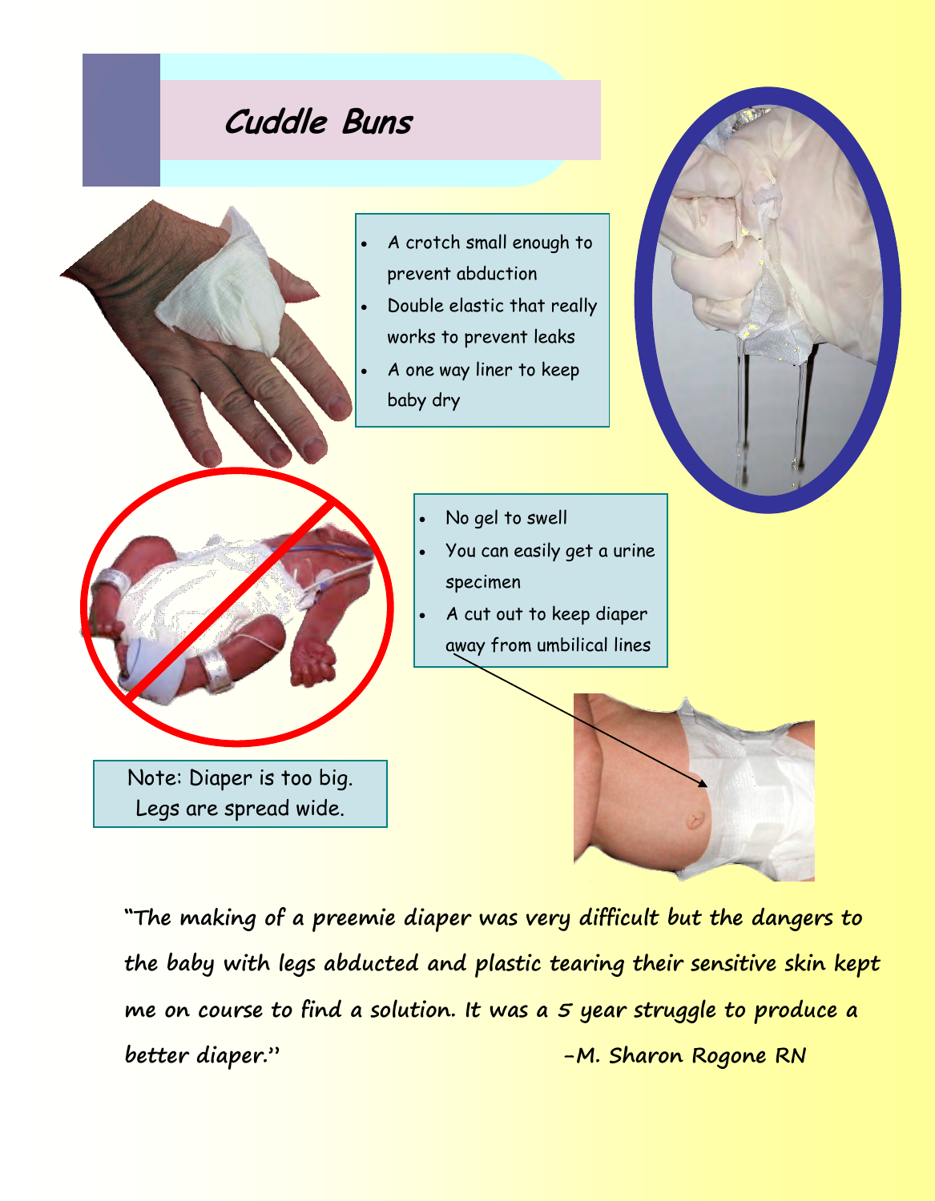# Cuddle Buns

- A crotch small enough to prevent abduction
- Double elastic that really works to prevent leaks
- A one way liner to keep baby dry

- No gel to swell
- You can easily get a urine specimen
- A cut out to keep diaper away from umbilical lines

Note: Diaper is too big. Legs are spread wide.

***"The making of a preemie diaper was very difficult but the dangers to the baby with legs abducted and plastic tearing their sensitive skin kept me on course to find a solution. It was a 5 year struggle to produce a better diaper."***

***-M. Sharon Rogone RN***